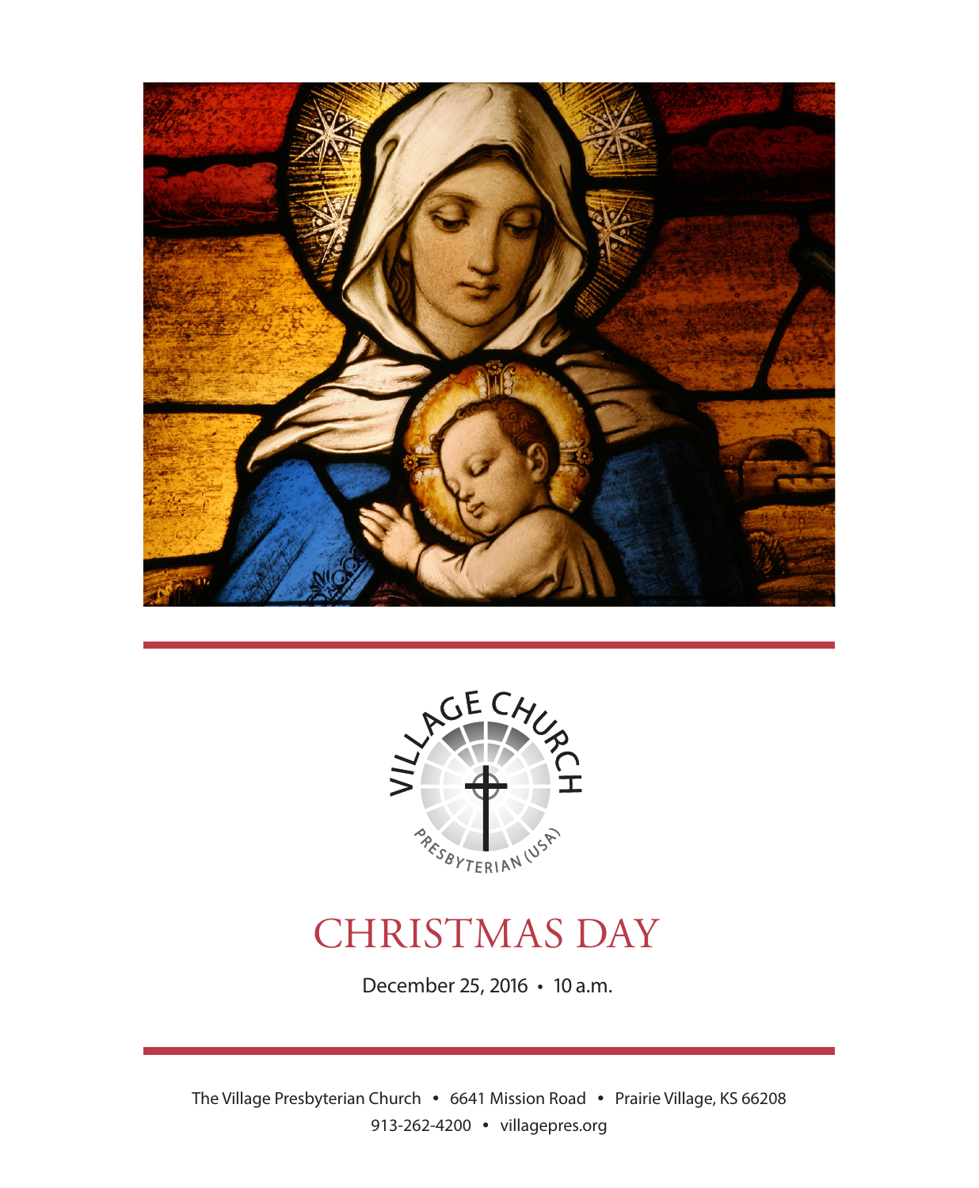VILLAGE CHURCH

PRESBYTERIAN (USA)

# CHRISTMAS DAY

December 25, 2016 • 10 a.m.

The Village Presbyterian Church • 6641 Mission Road • Prairie Village, KS 66208

913-262-4200 • villagepres.org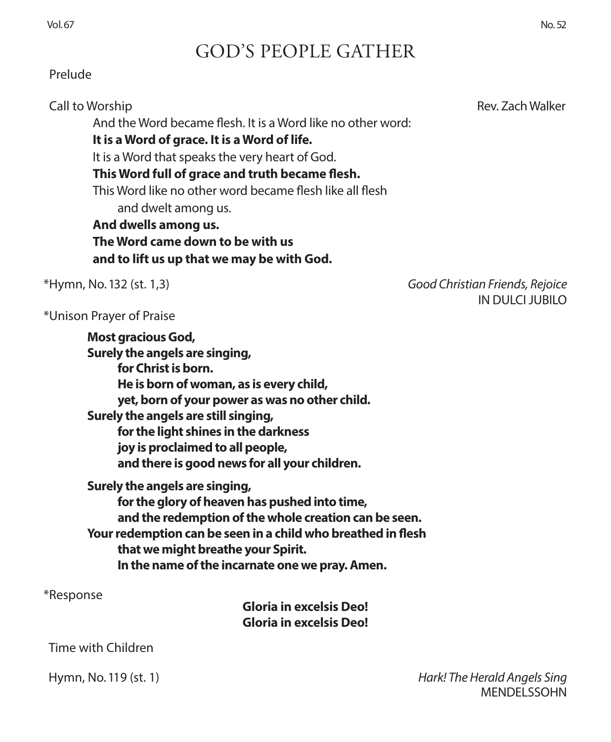# GOD'S PEOPLE GATHER

Prelude

Call to Worship — Rev. Zach Walker

And the Word became flesh. It is a Word like no other word:
**It is a Word of grace. It is a Word of life.**
It is a Word that speaks the very heart of God.
**This Word full of grace and truth became flesh.**
This Word like no other word became flesh like all flesh
and dwelt among us.
**And dwells among us.**
**The Word came down to be with us**
**and to lift us up that we may be with God.**

*Hymn, No. 132 (st. 1,3) — *Good Christian Friends, Rejoice*
IN DULCI JUBILO

*Unison Prayer of Praise

**Most gracious God,**
**Surely the angels are singing,**
**for Christ is born.**
**He is born of woman, as is every child,**
**yet, born of your power as was no other child.**
**Surely the angels are still singing,**
**for the light shines in the darkness**
**joy is proclaimed to all people,**
**and there is good news for all your children.**

**Surely the angels are singing,**
**for the glory of heaven has pushed into time,**
**and the redemption of the whole creation can be seen.**
**Your redemption can be seen in a child who breathed in flesh**
**that we might breathe your Spirit.**
**In the name of the incarnate one we pray. Amen.**

*Response

**Gloria in excelsis Deo!**
**Gloria in excelsis Deo!**

Time with Children

Hymn, No. 119 (st. 1) — *Hark! The Herald Angels Sing*
MENDELSSOHN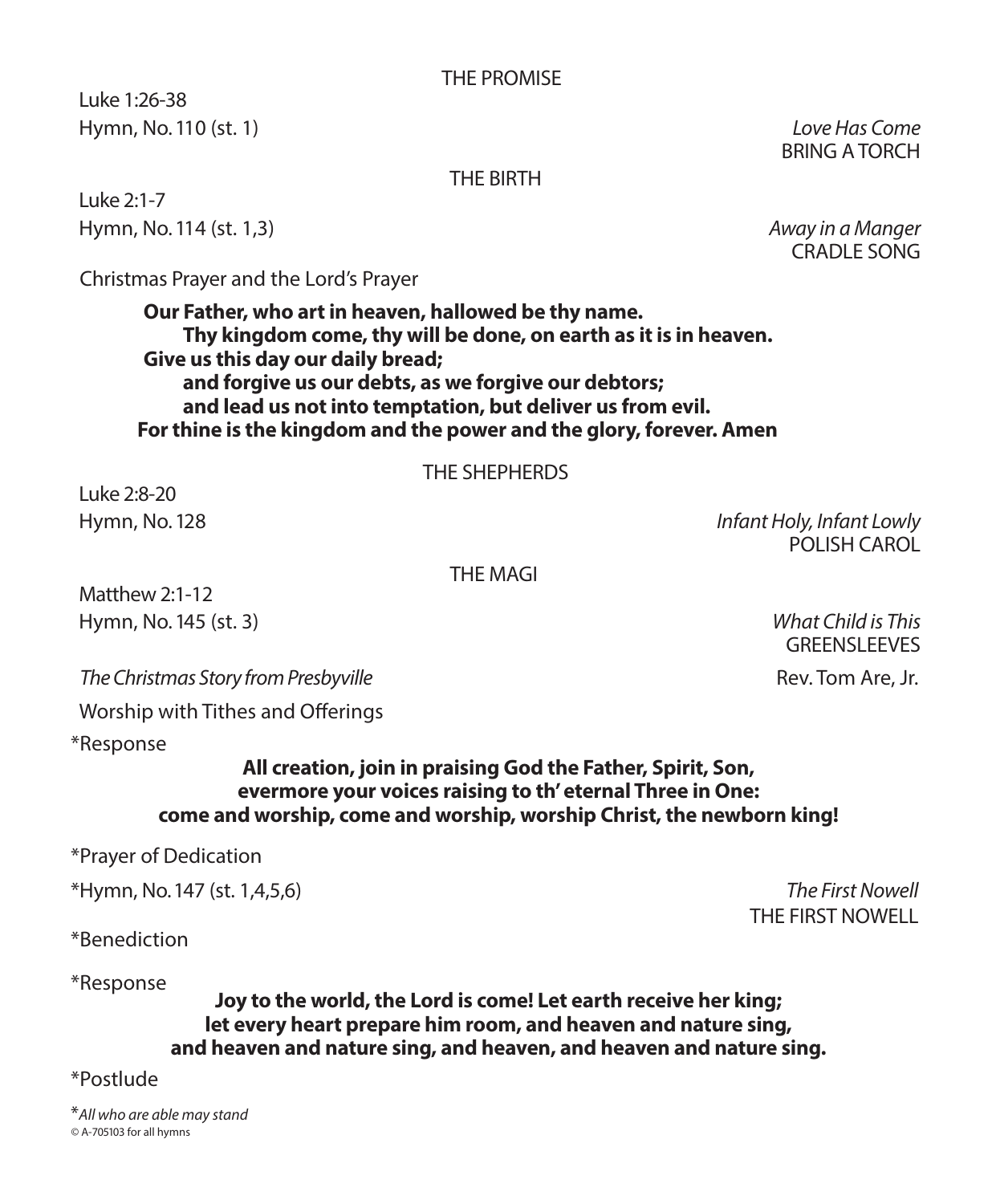## THE PROMISE

Luke 1:26-38

Hymn, No. 110 (st. 1) *Love Has Come*
BRING A TORCH

## THE BIRTH

Luke 2:1-7

Hymn, No. 114 (st. 1,3) *Away in a Manger*
CRADLE SONG

Christmas Prayer and the Lord's Prayer

**Our Father, who art in heaven, hallowed be thy name.**
**Thy kingdom come, thy will be done, on earth as it is in heaven.**
**Give us this day our daily bread;**
**and forgive us our debts, as we forgive our debtors;**
**and lead us not into temptation, but deliver us from evil.**
**For thine is the kingdom and the power and the glory, forever. Amen**

## THE SHEPHERDS

Luke 2:8-20

Hymn, No. 128 *Infant Holy, Infant Lowly*
POLISH CAROL

## THE MAGI

Matthew 2:1-12

Hymn, No. 145 (st. 3) *What Child is This*
GREENSLEEVES

*The Christmas Story from Presbyville* Rev. Tom Are, Jr.

Worship with Tithes and Offerings

*Response

**All creation, join in praising God the Father, Spirit, Son,**
**evermore your voices raising to th' eternal Three in One:**
**come and worship, come and worship, worship Christ, the newborn king!**

*Prayer of Dedication

*Hymn, No. 147 (st. 1,4,5,6) *The First Nowell*
THE FIRST NOWELL

*Benediction

*Response

**Joy to the world, the Lord is come! Let earth receive her king;**
**let every heart prepare him room, and heaven and nature sing,**
**and heaven and nature sing, and heaven, and heaven and nature sing.**

*Postlude

**All who are able may stand*

© A-705103 for all hymns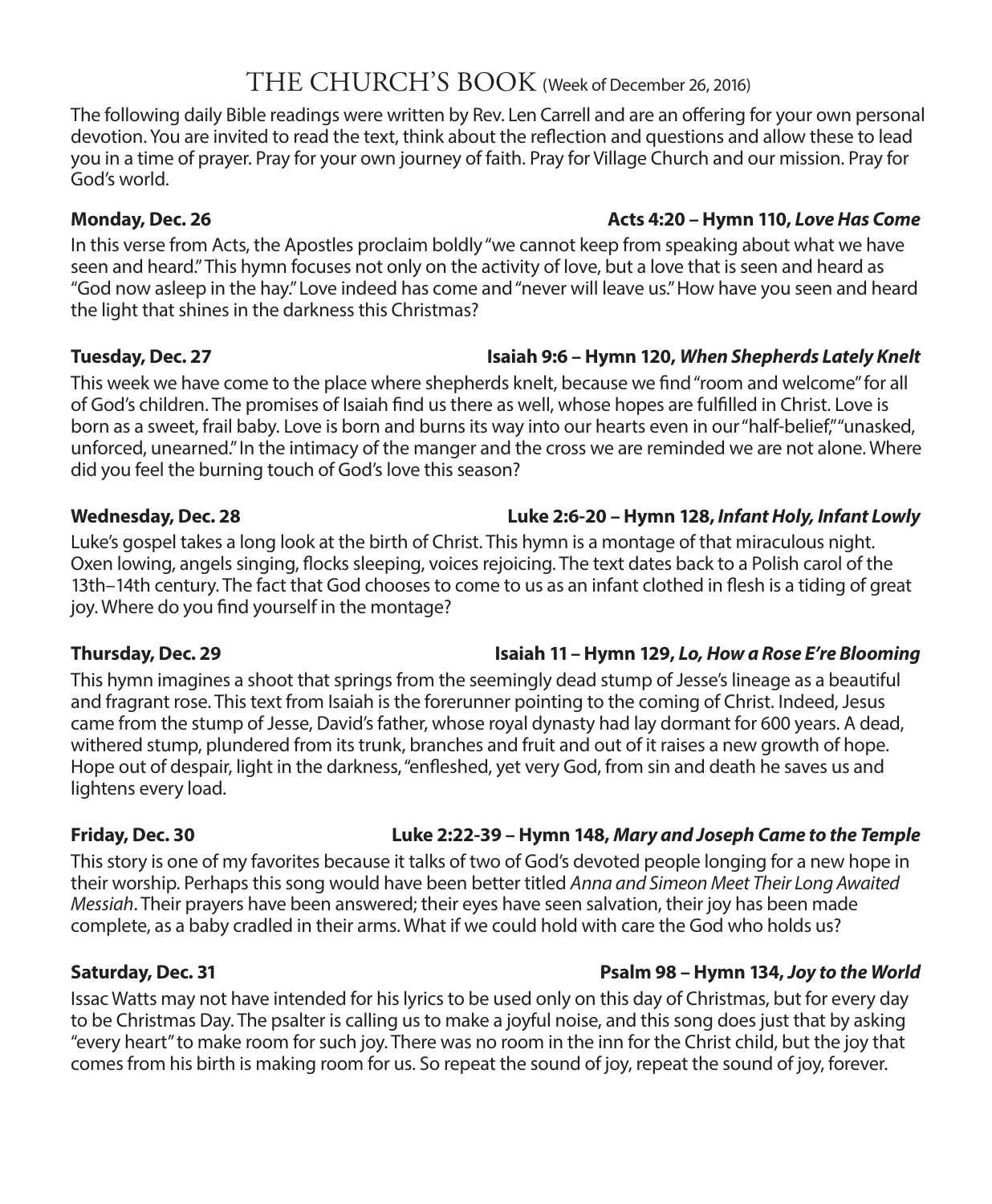# THE CHURCH'S BOOK (Week of December 26, 2016)

The following daily Bible readings were written by Rev. Len Carrell and are an offering for your own personal devotion. You are invited to read the text, think about the reflection and questions and allow these to lead you in a time of prayer. Pray for your own journey of faith. Pray for Village Church and our mission. Pray for God's world.

**Monday, Dec. 26** **Acts 4:20 – Hymn 110, *Love Has Come***

In this verse from Acts, the Apostles proclaim boldly "we cannot keep from speaking about what we have seen and heard." This hymn focuses not only on the activity of love, but a love that is seen and heard as "God now asleep in the hay." Love indeed has come and "never will leave us." How have you seen and heard the light that shines in the darkness this Christmas?

**Tuesday, Dec. 27** **Isaiah 9:6 – Hymn 120, *When Shepherds Lately Knelt***

This week we have come to the place where shepherds knelt, because we find "room and welcome" for all of God's children. The promises of Isaiah find us there as well, whose hopes are fulfilled in Christ. Love is born as a sweet, frail baby. Love is born and burns its way into our hearts even in our "half-belief," "unasked, unforced, unearned." In the intimacy of the manger and the cross we are reminded we are not alone. Where did you feel the burning touch of God's love this season?

**Wednesday, Dec. 28** **Luke 2:6-20 – Hymn 128, *Infant Holy, Infant Lowly***

Luke's gospel takes a long look at the birth of Christ. This hymn is a montage of that miraculous night. Oxen lowing, angels singing, flocks sleeping, voices rejoicing. The text dates back to a Polish carol of the 13th–14th century. The fact that God chooses to come to us as an infant clothed in flesh is a tiding of great joy. Where do you find yourself in the montage?

**Thursday, Dec. 29** **Isaiah 11 – Hymn 129, *Lo, How a Rose E're Blooming***

This hymn imagines a shoot that springs from the seemingly dead stump of Jesse's lineage as a beautiful and fragrant rose. This text from Isaiah is the forerunner pointing to the coming of Christ. Indeed, Jesus came from the stump of Jesse, David's father, whose royal dynasty had lay dormant for 600 years. A dead, withered stump, plundered from its trunk, branches and fruit and out of it raises a new growth of hope. Hope out of despair, light in the darkness, "enfleshed, yet very God, from sin and death he saves us and lightens every load.

**Friday, Dec. 30** **Luke 2:22-39 – Hymn 148, *Mary and Joseph Came to the Temple***

This story is one of my favorites because it talks of two of God's devoted people longing for a new hope in their worship. Perhaps this song would have been better titled *Anna and Simeon Meet Their Long Awaited Messiah*. Their prayers have been answered; their eyes have seen salvation, their joy has been made complete, as a baby cradled in their arms. What if we could hold with care the God who holds us?

**Saturday, Dec. 31** **Psalm 98 – Hymn 134, *Joy to the World***

Issac Watts may not have intended for his lyrics to be used only on this day of Christmas, but for every day to be Christmas Day. The psalter is calling us to make a joyful noise, and this song does just that by asking "every heart" to make room for such joy. There was no room in the inn for the Christ child, but the joy that comes from his birth is making room for us. So repeat the sound of joy, repeat the sound of joy, forever.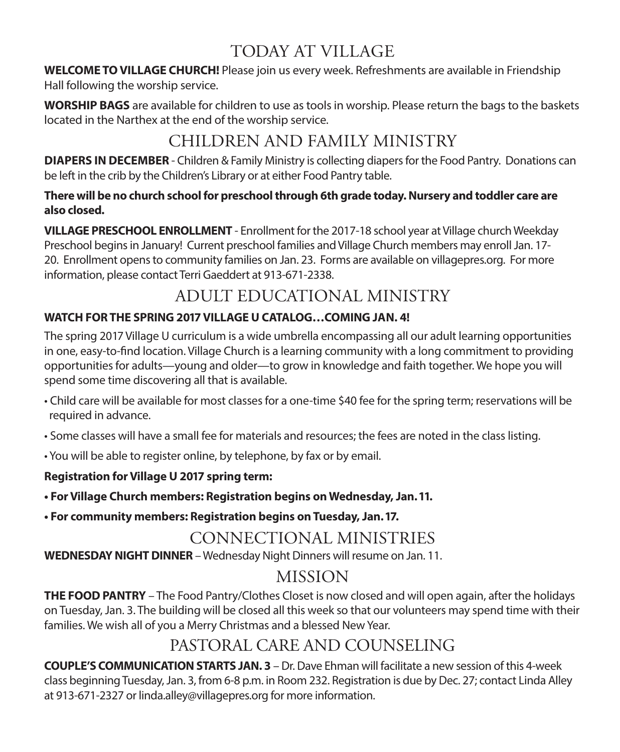# TODAY AT VILLAGE

**WELCOME TO VILLAGE CHURCH!** Please join us every week. Refreshments are available in Friendship Hall following the worship service.

**WORSHIP BAGS** are available for children to use as tools in worship. Please return the bags to the baskets located in the Narthex at the end of the worship service.

# CHILDREN AND FAMILY MINISTRY

**DIAPERS IN DECEMBER** - Children & Family Ministry is collecting diapers for the Food Pantry. Donations can be left in the crib by the Children's Library or at either Food Pantry table.

**There will be no church school for preschool through 6th grade today. Nursery and toddler care are also closed.**

**VILLAGE PRESCHOOL ENROLLMENT** - Enrollment for the 2017-18 school year at Village church Weekday Preschool begins in January! Current preschool families and Village Church members may enroll Jan. 17-20. Enrollment opens to community families on Jan. 23. Forms are available on villagepres.org. For more information, please contact Terri Gaeddert at 913-671-2338.

# ADULT EDUCATIONAL MINISTRY

**WATCH FOR THE SPRING 2017 VILLAGE U CATALOG…COMING JAN. 4!**

The spring 2017 Village U curriculum is a wide umbrella encompassing all our adult learning opportunities in one, easy-to-find location. Village Church is a learning community with a long commitment to providing opportunities for adults—young and older—to grow in knowledge and faith together. We hope you will spend some time discovering all that is available.

- Child care will be available for most classes for a one-time $40 fee for the spring term; reservations will be required in advance.
- Some classes will have a small fee for materials and resources; the fees are noted in the class listing.
- You will be able to register online, by telephone, by fax or by email.

**Registration for Village U 2017 spring term:**

- **For Village Church members: Registration begins on Wednesday, Jan. 11.**
- **For community members: Registration begins on Tuesday, Jan. 17.**

# CONNECTIONAL MINISTRIES

**WEDNESDAY NIGHT DINNER** – Wednesday Night Dinners will resume on Jan. 11.

# MISSION

**THE FOOD PANTRY** – The Food Pantry/Clothes Closet is now closed and will open again, after the holidays on Tuesday, Jan. 3. The building will be closed all this week so that our volunteers may spend time with their families. We wish all of you a Merry Christmas and a blessed New Year.

# PASTORAL CARE AND COUNSELING

**COUPLE'S COMMUNICATION STARTS JAN. 3** – Dr. Dave Ehman will facilitate a new session of this 4-week class beginning Tuesday, Jan. 3, from 6-8 p.m. in Room 232. Registration is due by Dec. 27; contact Linda Alley at 913-671-2327 or linda.alley@villagepres.org for more information.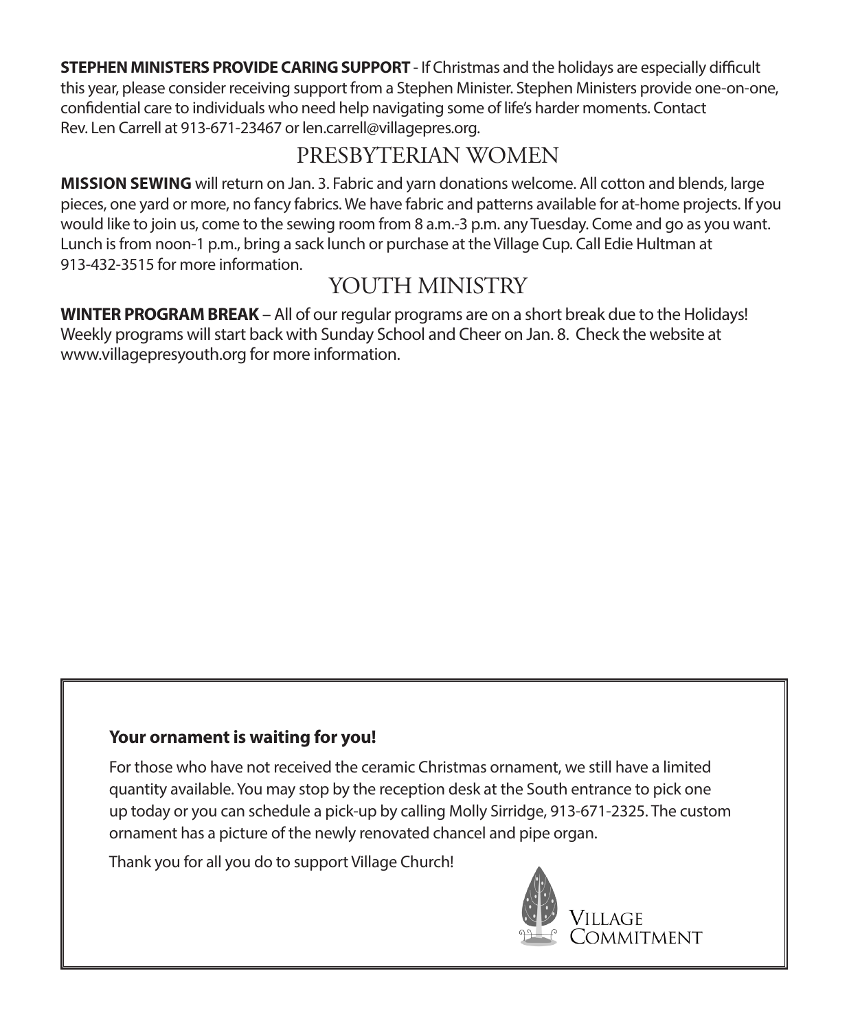**STEPHEN MINISTERS PROVIDE CARING SUPPORT** - If Christmas and the holidays are especially difficult this year, please consider receiving support from a Stephen Minister. Stephen Ministers provide one-on-one, confidential care to individuals who need help navigating some of life's harder moments. Contact Rev. Len Carrell at 913-671-23467 or len.carrell@villagepres.org.

## PRESBYTERIAN WOMEN

**MISSION SEWING** will return on Jan. 3. Fabric and yarn donations welcome. All cotton and blends, large pieces, one yard or more, no fancy fabrics. We have fabric and patterns available for at-home projects. If you would like to join us, come to the sewing room from 8 a.m.-3 p.m. any Tuesday. Come and go as you want. Lunch is from noon-1 p.m., bring a sack lunch or purchase at the Village Cup. Call Edie Hultman at 913-432-3515 for more information.

## YOUTH MINISTRY

**WINTER PROGRAM BREAK** – All of our regular programs are on a short break due to the Holidays! Weekly programs will start back with Sunday School and Cheer on Jan. 8. Check the website at www.villagepresyouth.org for more information.

**Your ornament is waiting for you!**

For those who have not received the ceramic Christmas ornament, we still have a limited quantity available. You may stop by the reception desk at the South entrance to pick one up today or you can schedule a pick-up by calling Molly Sirridge, 913-671-2325. The custom ornament has a picture of the newly renovated chancel and pipe organ.

Thank you for all you do to support Village Church!

Village Commitment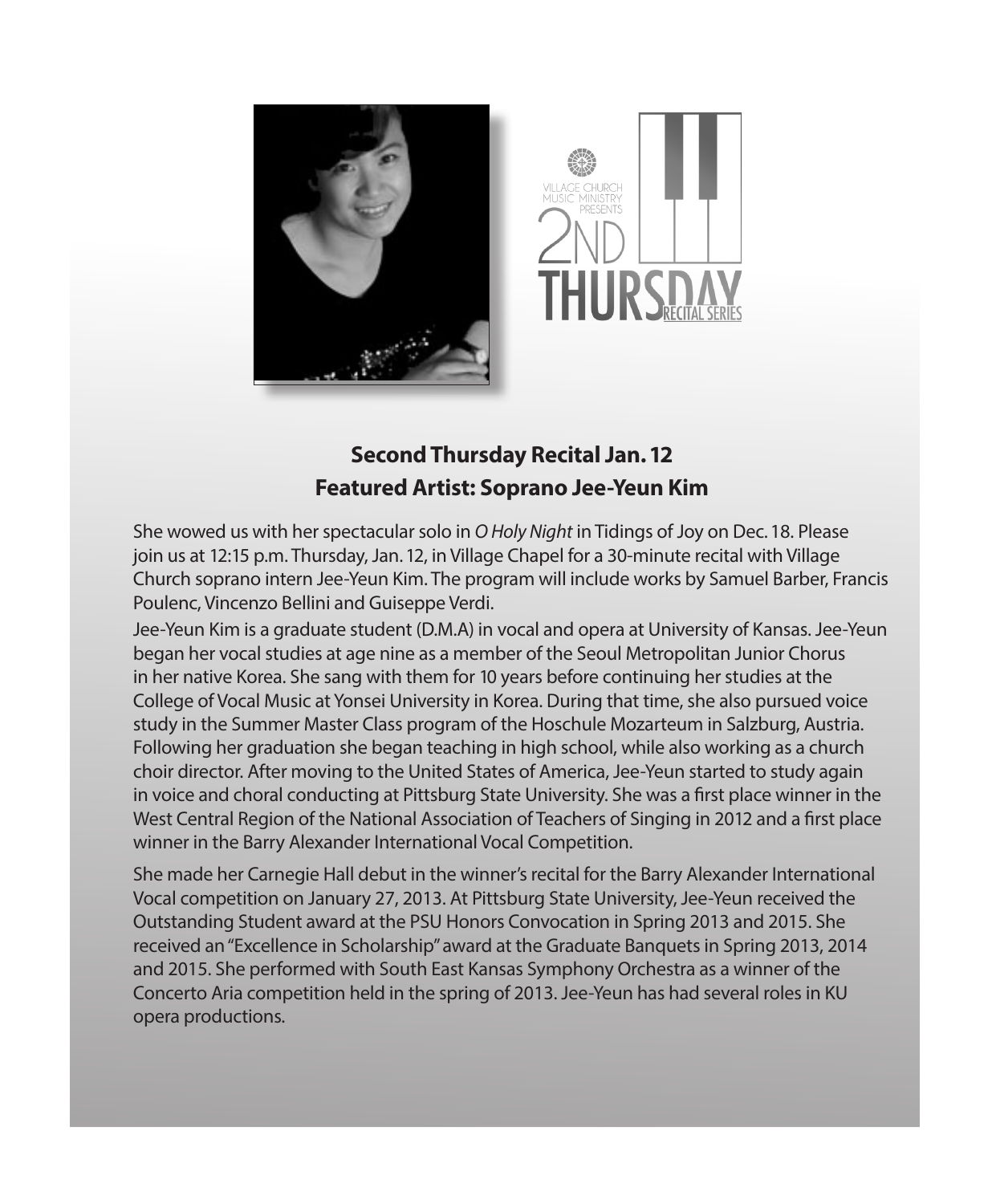VILLAGE CHURCH MUSIC MINISTRY PRESENTS

2ND THURSDAY RECITAL SERIES

## Second Thursday Recital Jan. 12
## Featured Artist: Soprano Jee-Yeun Kim

She wowed us with her spectacular solo in *O Holy Night* in Tidings of Joy on Dec. 18. Please join us at 12:15 p.m. Thursday, Jan. 12, in Village Chapel for a 30-minute recital with Village Church soprano intern Jee-Yeun Kim. The program will include works by Samuel Barber, Francis Poulenc, Vincenzo Bellini and Guiseppe Verdi.

Jee-Yeun Kim is a graduate student (D.M.A) in vocal and opera at University of Kansas. Jee-Yeun began her vocal studies at age nine as a member of the Seoul Metropolitan Junior Chorus in her native Korea. She sang with them for 10 years before continuing her studies at the College of Vocal Music at Yonsei University in Korea. During that time, she also pursued voice study in the Summer Master Class program of the Hoschule Mozarteum in Salzburg, Austria. Following her graduation she began teaching in high school, while also working as a church choir director. After moving to the United States of America, Jee-Yeun started to study again in voice and choral conducting at Pittsburg State University. She was a first place winner in the West Central Region of the National Association of Teachers of Singing in 2012 and a first place winner in the Barry Alexander International Vocal Competition.

She made her Carnegie Hall debut in the winner's recital for the Barry Alexander International Vocal competition on January 27, 2013. At Pittsburg State University, Jee-Yeun received the Outstanding Student award at the PSU Honors Convocation in Spring 2013 and 2015. She received an "Excellence in Scholarship" award at the Graduate Banquets in Spring 2013, 2014 and 2015. She performed with South East Kansas Symphony Orchestra as a winner of the Concerto Aria competition held in the spring of 2013. Jee-Yeun has had several roles in KU opera productions.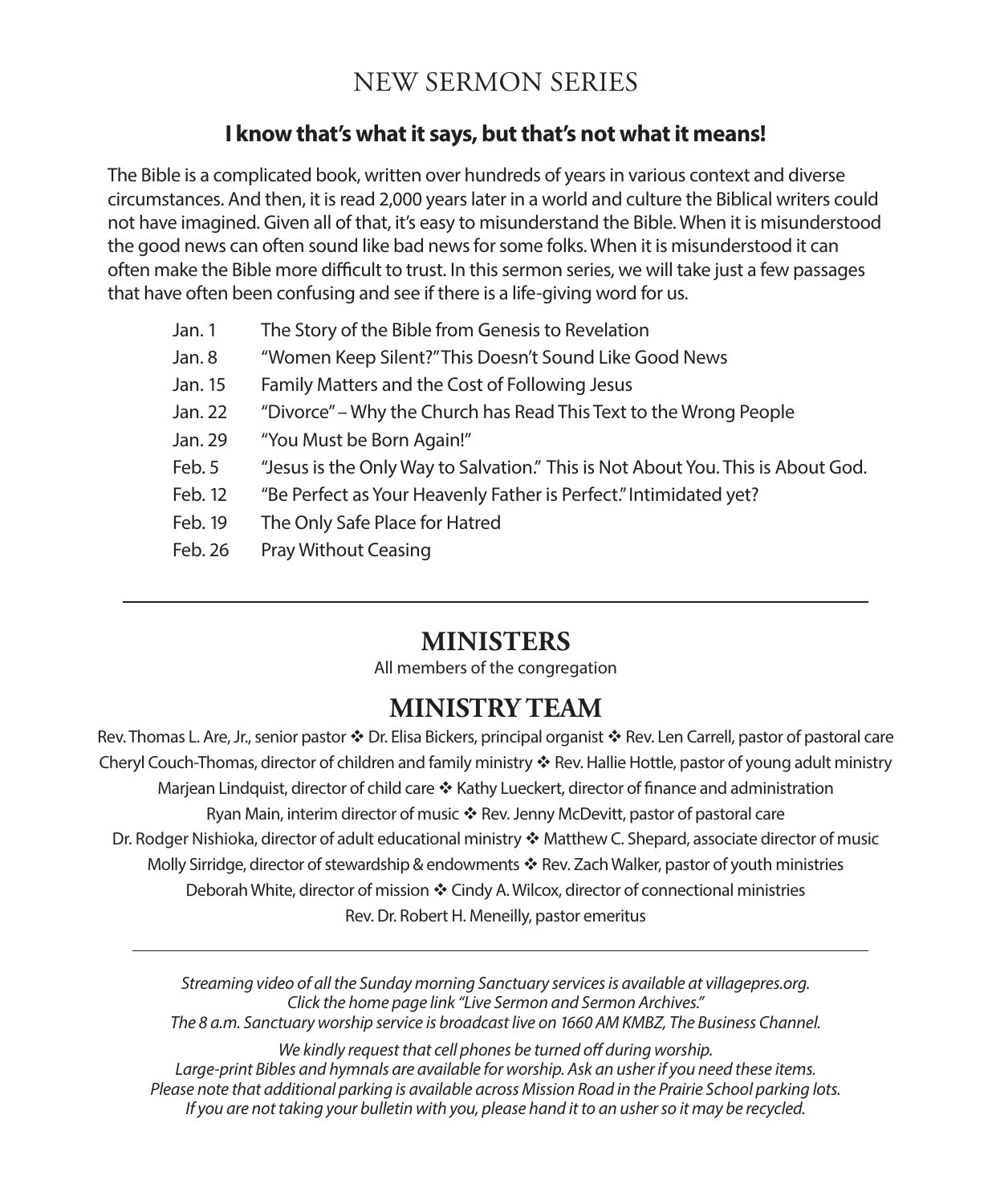# NEW SERMON SERIES

## I know that's what it says, but that's not what it means!

The Bible is a complicated book, written over hundreds of years in various context and diverse circumstances. And then, it is read 2,000 years later in a world and culture the Biblical writers could not have imagined. Given all of that, it's easy to misunderstand the Bible. When it is misunderstood the good news can often sound like bad news for some folks. When it is misunderstood it can often make the Bible more difficult to trust. In this sermon series, we will take just a few passages that have often been confusing and see if there is a life-giving word for us.

| | |
|---|---|
| Jan. 1 | The Story of the Bible from Genesis to Revelation |
| Jan. 8 | "Women Keep Silent?" This Doesn't Sound Like Good News |
| Jan. 15 | Family Matters and the Cost of Following Jesus |
| Jan. 22 | "Divorce" – Why the Church has Read This Text to the Wrong People |
| Jan. 29 | "You Must be Born Again!" |
| Feb. 5 | "Jesus is the Only Way to Salvation." This is Not About You. This is About God. |
| Feb. 12 | "Be Perfect as Your Heavenly Father is Perfect." Intimidated yet? |
| Feb. 19 | The Only Safe Place for Hatred |
| Feb. 26 | Pray Without Ceasing |

---

## MINISTERS

All members of the congregation

## MINISTRY TEAM

Rev. Thomas L. Are, Jr., senior pastor ❖ Dr. Elisa Bickers, principal organist ❖ Rev. Len Carrell, pastor of pastoral care
Cheryl Couch-Thomas, director of children and family ministry ❖ Rev. Hallie Hottle, pastor of young adult ministry
Marjean Lindquist, director of child care ❖ Kathy Lueckert, director of finance and administration
Ryan Main, interim director of music ❖ Rev. Jenny McDevitt, pastor of pastoral care
Dr. Rodger Nishioka, director of adult educational ministry ❖ Matthew C. Shepard, associate director of music
Molly Sirridge, director of stewardship & endowments ❖ Rev. Zach Walker, pastor of youth ministries
Deborah White, director of mission ❖ Cindy A. Wilcox, director of connectional ministries
Rev. Dr. Robert H. Meneilly, pastor emeritus

---

*Streaming video of all the Sunday morning Sanctuary services is available at villagepres.org.*
*Click the home page link "Live Sermon and Sermon Archives."*
*The 8 a.m. Sanctuary worship service is broadcast live on 1660 AM KMBZ, The Business Channel.*

*We kindly request that cell phones be turned off during worship.*
*Large-print Bibles and hymnals are available for worship. Ask an usher if you need these items.*
*Please note that additional parking is available across Mission Road in the Prairie School parking lots.*
*If you are not taking your bulletin with you, please hand it to an usher so it may be recycled.*